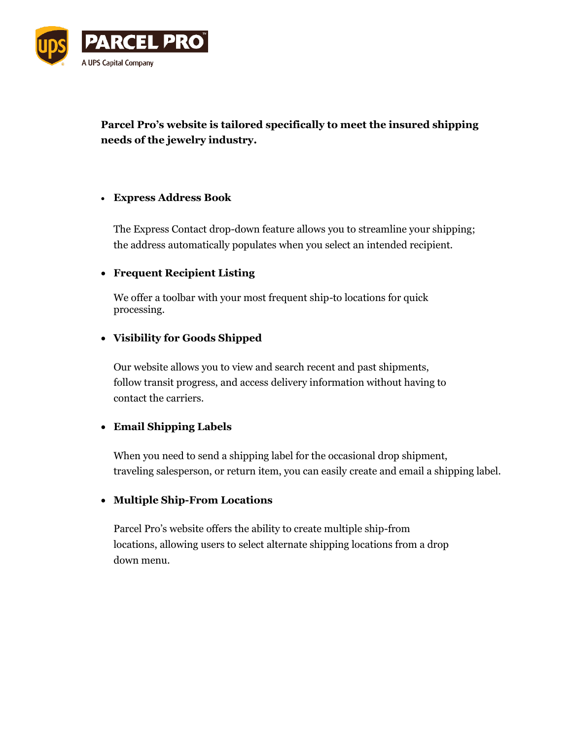PARCEL PRO
A UPS Capital Company

**Parcel Pro's website is tailored specifically to meet the insured shipping needs of the jewelry industry.**

- **Express Address Book**

  The Express Contact drop-down feature allows you to streamline your shipping; the address automatically populates when you select an intended recipient.

- **Frequent Recipient Listing**

  We offer a toolbar with your most frequent ship-to locations for quick processing.

- **Visibility for Goods Shipped**

  Our website allows you to view and search recent and past shipments, follow transit progress, and access delivery information without having to contact the carriers.

- **Email Shipping Labels**

  When you need to send a shipping label for the occasional drop shipment, traveling salesperson, or return item, you can easily create and email a shipping label.

- **Multiple Ship-From Locations**

  Parcel Pro's website offers the ability to create multiple ship-from locations, allowing users to select alternate shipping locations from a drop down menu.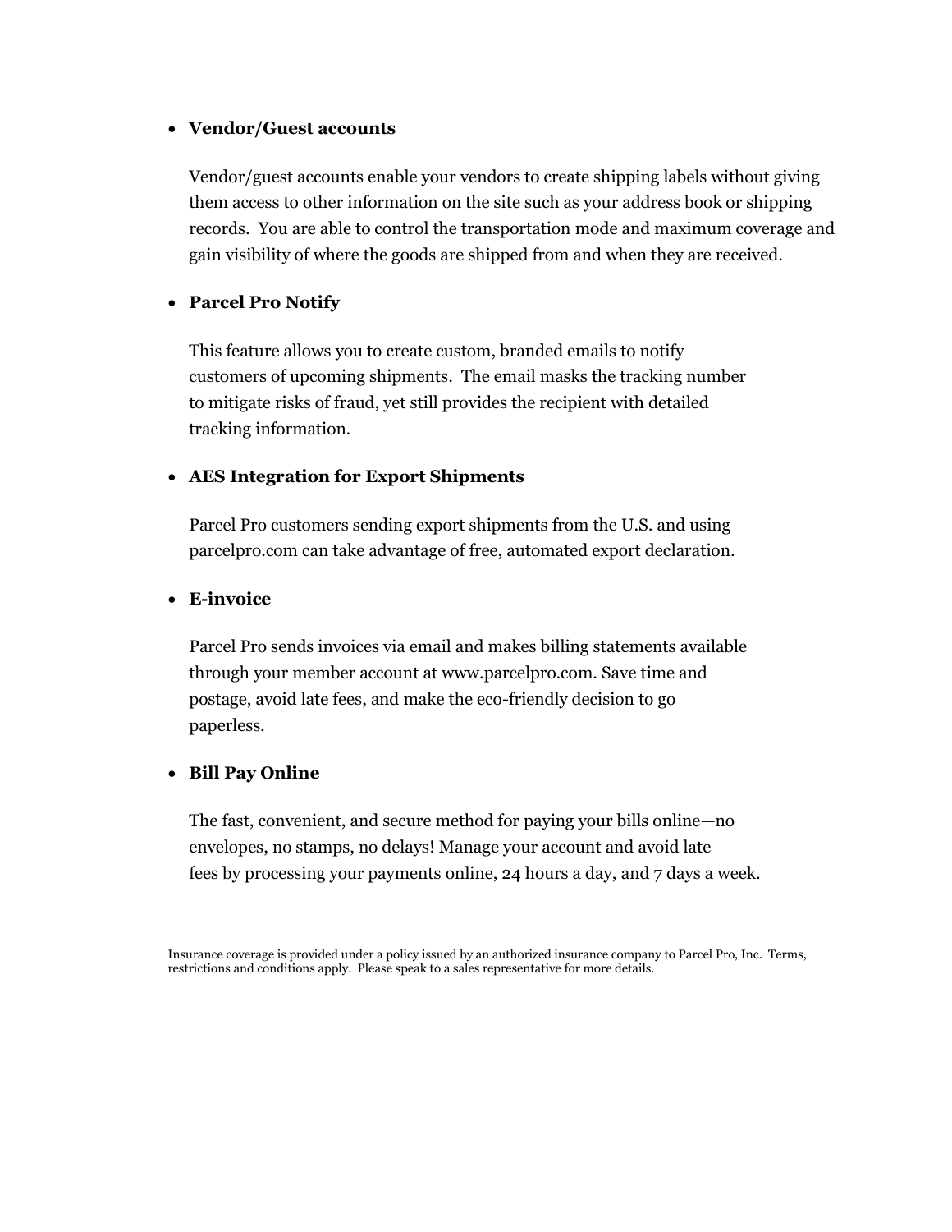- **Vendor/Guest accounts**

  Vendor/guest accounts enable your vendors to create shipping labels without giving them access to other information on the site such as your address book or shipping records. You are able to control the transportation mode and maximum coverage and gain visibility of where the goods are shipped from and when they are received.

- **Parcel Pro Notify**

  This feature allows you to create custom, branded emails to notify customers of upcoming shipments. The email masks the tracking number to mitigate risks of fraud, yet still provides the recipient with detailed tracking information.

- **AES Integration for Export Shipments**

  Parcel Pro customers sending export shipments from the U.S. and using parcelpro.com can take advantage of free, automated export declaration.

- **E-invoice**

  Parcel Pro sends invoices via email and makes billing statements available through your member account at www.parcelpro.com. Save time and postage, avoid late fees, and make the eco-friendly decision to go paperless.

- **Bill Pay Online**

  The fast, convenient, and secure method for paying your bills online—no envelopes, no stamps, no delays! Manage your account and avoid late fees by processing your payments online, 24 hours a day, and 7 days a week.

Insurance coverage is provided under a policy issued by an authorized insurance company to Parcel Pro, Inc. Terms, restrictions and conditions apply. Please speak to a sales representative for more details.